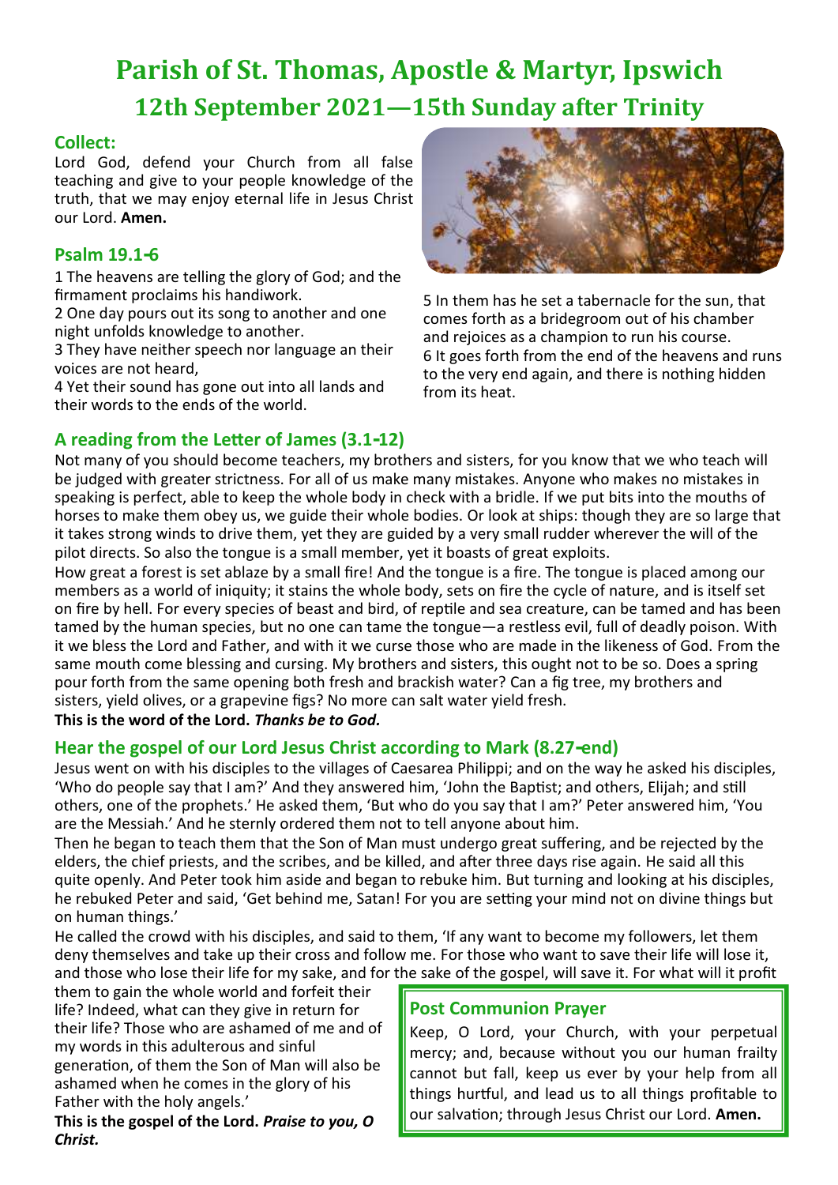# Parish of St. Thomas, Apostle & Martyr, Ipswich

## 12th September 2021—15th Sunday after Trinity

### Collect:

Lord God, defend your Church from all false teaching and give to your people knowledge of the truth, that we may enjoy eternal life in Jesus Christ our Lord. **Amen.**

### Psalm 19.1-6

1 The heavens are telling the glory of God; and the firmament proclaims his handiwork.
2 One day pours out its song to another and one night unfolds knowledge to another.
3 They have neither speech nor language an their voices are not heard,
4 Yet their sound has gone out into all lands and their words to the ends of the world.
5 In them has he set a tabernacle for the sun, that comes forth as a bridegroom out of his chamber and rejoices as a champion to run his course.
6 It goes forth from the end of the heavens and runs to the very end again, and there is nothing hidden from its heat.

### A reading from the Letter of James (3.1-12)

Not many of you should become teachers, my brothers and sisters, for you know that we who teach will be judged with greater strictness. For all of us make many mistakes. Anyone who makes no mistakes in speaking is perfect, able to keep the whole body in check with a bridle. If we put bits into the mouths of horses to make them obey us, we guide their whole bodies. Or look at ships: though they are so large that it takes strong winds to drive them, yet they are guided by a very small rudder wherever the will of the pilot directs. So also the tongue is a small member, yet it boasts of great exploits.

How great a forest is set ablaze by a small fire! And the tongue is a fire. The tongue is placed among our members as a world of iniquity; it stains the whole body, sets on fire the cycle of nature, and is itself set on fire by hell. For every species of beast and bird, of reptile and sea creature, can be tamed and has been tamed by the human species, but no one can tame the tongue—a restless evil, full of deadly poison. With it we bless the Lord and Father, and with it we curse those who are made in the likeness of God. From the same mouth come blessing and cursing. My brothers and sisters, this ought not to be so. Does a spring pour forth from the same opening both fresh and brackish water? Can a fig tree, my brothers and sisters, yield olives, or a grapevine figs? No more can salt water yield fresh.

**This is the word of the Lord.** ***Thanks be to God.***

### Hear the gospel of our Lord Jesus Christ according to Mark (8.27-end)

Jesus went on with his disciples to the villages of Caesarea Philippi; and on the way he asked his disciples, 'Who do people say that I am?' And they answered him, 'John the Baptist; and others, Elijah; and still others, one of the prophets.' He asked them, 'But who do you say that I am?' Peter answered him, 'You are the Messiah.' And he sternly ordered them not to tell anyone about him.

Then he began to teach them that the Son of Man must undergo great suffering, and be rejected by the elders, the chief priests, and the scribes, and be killed, and after three days rise again. He said all this quite openly. And Peter took him aside and began to rebuke him. But turning and looking at his disciples, he rebuked Peter and said, 'Get behind me, Satan! For you are setting your mind not on divine things but on human things.'

He called the crowd with his disciples, and said to them, 'If any want to become my followers, let them deny themselves and take up their cross and follow me. For those who want to save their life will lose it, and those who lose their life for my sake, and for the sake of the gospel, will save it. For what will it profit them to gain the whole world and forfeit their life? Indeed, what can they give in return for their life? Those who are ashamed of me and of my words in this adulterous and sinful generation, of them the Son of Man will also be ashamed when he comes in the glory of his Father with the holy angels.'

**This is the gospel of the Lord.** ***Praise to you, O Christ.***

### Post Communion Prayer

Keep, O Lord, your Church, with your perpetual mercy; and, because without you our human frailty cannot but fall, keep us ever by your help from all things hurtful, and lead us to all things profitable to our salvation; through Jesus Christ our Lord. **Amen.**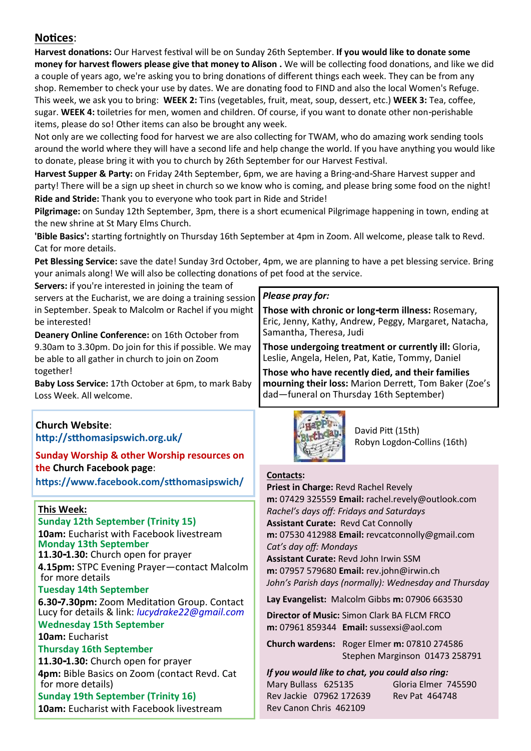## Notices:

**Harvest donations:** Our Harvest festival will be on Sunday 26th September. **If you would like to donate some money for harvest flowers please give that money to Alison .** We will be collecting food donations, and like we did a couple of years ago, we're asking you to bring donations of different things each week. They can be from any shop. Remember to check your use by dates. We are donating food to FIND and also the local Women's Refuge. This week, we ask you to bring: **WEEK 2:** Tins (vegetables, fruit, meat, soup, dessert, etc.) **WEEK 3:** Tea, coffee, sugar. **WEEK 4:** toiletries for men, women and children. Of course, if you want to donate other non-perishable items, please do so! Other items can also be brought any week.

Not only are we collecting food for harvest we are also collecting for TWAM, who do amazing work sending tools around the world where they will have a second life and help change the world. If you have anything you would like to donate, please bring it with you to church by 26th September for our Harvest Festival.

**Harvest Supper & Party:** on Friday 24th September, 6pm, we are having a Bring-and-Share Harvest supper and party! There will be a sign up sheet in church so we know who is coming, and please bring some food on the night!

**Ride and Stride:** Thank you to everyone who took part in Ride and Stride!

**Pilgrimage:** on Sunday 12th September, 3pm, there is a short ecumenical Pilgrimage happening in town, ending at the new shrine at St Mary Elms Church.

**'Bible Basics':** starting fortnightly on Thursday 16th September at 4pm in Zoom. All welcome, please talk to Revd. Cat for more details.

**Pet Blessing Service:** save the date! Sunday 3rd October, 4pm, we are planning to have a pet blessing service. Bring your animals along! We will also be collecting donations of pet food at the service.

**Servers:** if you're interested in joining the team of servers at the Eucharist, we are doing a training session in September. Speak to Malcolm or Rachel if you might be interested!

**Deanery Online Conference:** on 16th October from 9.30am to 3.30pm. Do join for this if possible. We may be able to all gather in church to join on Zoom together!

**Baby Loss Service:** 17th October at 6pm, to mark Baby Loss Week. All welcome.

***Please pray for:***

**Those with chronic or long-term illness:** Rosemary, Eric, Jenny, Kathy, Andrew, Peggy, Margaret, Natacha, Samantha, Theresa, Judi

**Those undergoing treatment or currently ill:** Gloria, Leslie, Angela, Helen, Pat, Katie, Tommy, Daniel

**Those who have recently died, and their families mourning their loss:** Marion Derrett, Tom Baker (Zoe's dad—funeral on Thursday 16th September)

**Church Website**:
**http://stthomasipswich.org.uk/**

**Sunday Worship & other Worship resources on the Church Facebook page**:
**https://www.facebook.com/stthomasipswich/**

David Pitt (15th)
Robyn Logdon-Collins (16th)

**This Week:**

**Sunday 12th September (Trinity 15)**
**10am:** Eucharist with Facebook livestream

**Monday 13th September**
**11.30-1.30:** Church open for prayer
**4.15pm:** STPC Evening Prayer—contact Malcolm for more details

**Tuesday 14th September**
**6.30-7.30pm:** Zoom Meditation Group. Contact Lucy for details & link: *lucydrake22@gmail.com*

**Wednesday 15th September**
**10am:** Eucharist

**Thursday 16th September**
**11.30-1.30:** Church open for prayer
**4pm:** Bible Basics on Zoom (contact Revd. Cat for more details)

**Sunday 19th September (Trinity 16)**
**10am:** Eucharist with Facebook livestream

**Contacts:**

**Priest in Charge:** Revd Rachel Revely
**m:** 07429 325559 **Email:** rachel.revely@outlook.com
*Rachel's days off: Fridays and Saturdays*

**Assistant Curate:** Revd Cat Connolly
**m:** 07530 412988 **Email:** revcatconnolly@gmail.com
*Cat's day off: Mondays*

**Assistant Curate:** Revd John Irwin SSM
**m:** 07957 579680 **Email:** rev.john@irwin.ch
*John's Parish days (normally): Wednesday and Thursday*

**Lay Evangelist:** Malcolm Gibbs **m:** 07906 663530

**Director of Music:** Simon Clark BA FLCM FRCO
**m:** 07961 859344 **Email:** sussexsi@aol.com

**Church wardens:** Roger Elmer **m:** 07810 274586
Stephen Marginson 01473 258791

***If you would like to chat, you could also ring:***

Mary Bullass 625135
Gloria Elmer 745590
Rev Jackie 07962 172639
Rev Pat 464748
Rev Canon Chris 462109